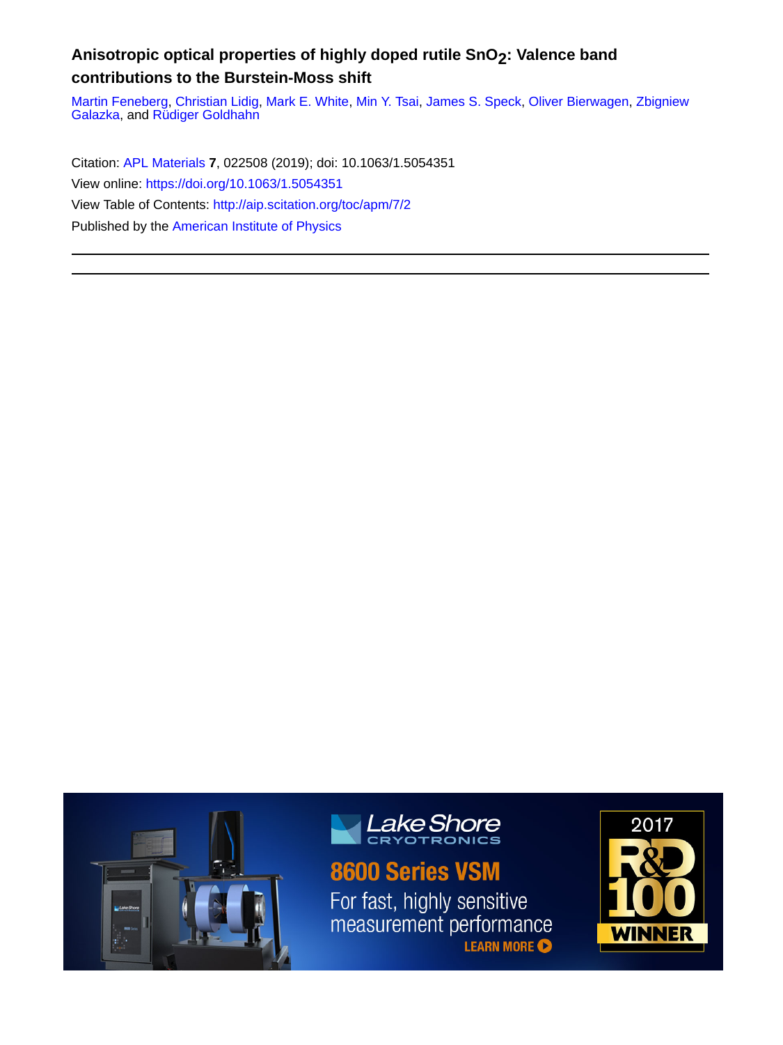# Anisotropic optical properties of highly doped rutile $SnO_2$: Valence band contributions to the Burstein-Moss shift

Martin Feneberg, Christian Lidig, Mark E. White, Min Y. Tsai, James S. Speck, Oliver Bierwagen, Zbigniew Galazka, and Rüdiger Goldhahn

Citation: APL Materials **7**, 022508 (2019); doi: 10.1063/1.5054351

View online: https://doi.org/10.1063/1.5054351

View Table of Contents: http://aip.scitation.org/toc/apm/7/2

Published by the American Institute of Physics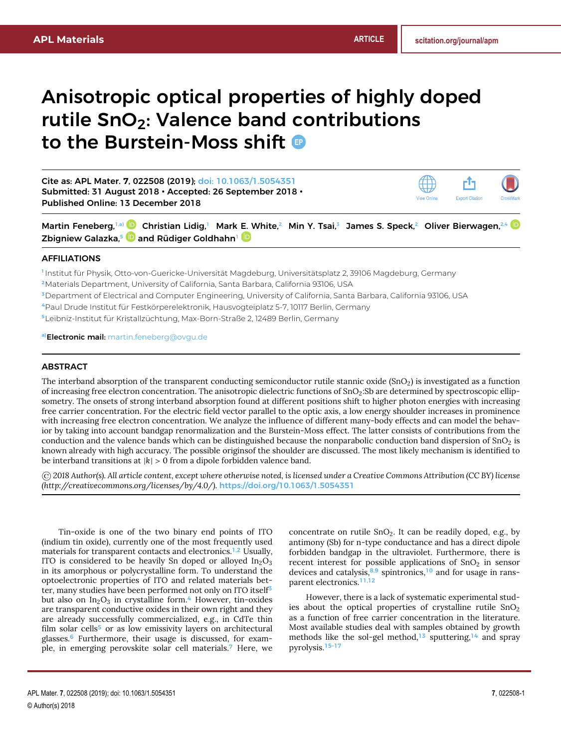# Anisotropic optical properties of highly doped rutile $SnO_2$: Valence band contributions to the Burstein-Moss shift

Cite as: APL Mater. **7**, 022508 (2019); doi: 10.1063/1.5054351
Submitted: 31 August 2018 • Accepted: 26 September 2018 •
Published Online: 13 December 2018

Martin Feneberg,[1,a] Christian Lidig,[1] Mark E. White,[2] Min Y. Tsai,[3] James S. Speck,[2] Oliver Bierwagen,[2,4] Zbigniew Galazka,[5] and Rüdiger Goldhahn[1]

## AFFILIATIONS

[1] Institut für Physik, Otto-von-Guericke-Universität Magdeburg, Universitätsplatz 2, 39106 Magdeburg, Germany
[2] Materials Department, University of California, Santa Barbara, California 93106, USA
[3] Department of Electrical and Computer Engineering, University of California, Santa Barbara, California 93106, USA
[4] Paul Drude Institut für Festkörperelektronik, Hausvogteiplatz 5-7, 10117 Berlin, Germany
[5] Leibniz-Institut für Kristallzüchtung, Max-Born-Straße 2, 12489 Berlin, Germany

[a] **Electronic mail:** martin.feneberg@ovgu.de

## ABSTRACT

The interband absorption of the transparent conducting semiconductor rutile stannic oxide ($SnO_2$) is investigated as a function of increasing free electron concentration. The anisotropic dielectric functions of $SnO_2$:Sb are determined by spectroscopic ellipsometry. The onsets of strong interband absorption found at different positions shift to higher photon energies with increasing free carrier concentration. For the electric field vector parallel to the optic axis, a low energy shoulder increases in prominence with increasing free electron concentration. We analyze the influence of different many-body effects and can model the behavior by taking into account bandgap renormalization and the Burstein-Moss effect. The latter consists of contributions from the conduction and the valence bands which can be distinguished because the nonparabolic conduction band dispersion of $SnO_2$ is known already with high accuracy. The possible originsof the shoulder are discussed. The most likely mechanism is identified to be interband transitions at $|k| > 0$ from a dipole forbidden valence band.

© 2018 Author(s). *All article content, except where otherwise noted, is licensed under a Creative Commons Attribution (CC BY) license (http://creativecommons.org/licenses/by/4.0/).* https://doi.org/10.1063/1.5054351

Tin-oxide is one of the two binary end points of ITO (indium tin oxide), currently one of the most frequently used materials for transparent contacts and electronics.[1,2] Usually, ITO is considered to be heavily Sn doped or alloyed $In_2O_3$ in its amorphous or polycrystalline form. To understand the optoelectronic properties of ITO and related materials better, many studies have been performed not only on ITO itself[3] but also on $In_2O_3$ in crystalline form.[4] However, tin-oxides are transparent conductive oxides in their own right and they are already successfully commercialized, e.g., in CdTe thin film solar cells[5] or as low emissivity layers on architectural glasses.[6] Furthermore, their usage is discussed, for example, in emerging perovskite solar cell materials.[7] Here, we concentrate on rutile $SnO_2$. It can be readily doped, e.g., by antimony (Sb) for n-type conductance and has a direct dipole forbidden bandgap in the ultraviolet. Furthermore, there is recent interest for possible applications of $SnO_2$ in sensor devices and catalysis,[8,9] spintronics,[10] and for usage in ransparent electronics.[11,12]

However, there is a lack of systematic experimental studies about the optical properties of crystalline rutile $SnO_2$ as a function of free carrier concentration in the literature. Most available studies deal with samples obtained by growth methods like the sol-gel method,[13] sputtering,[14] and spray pyrolysis.[15–17]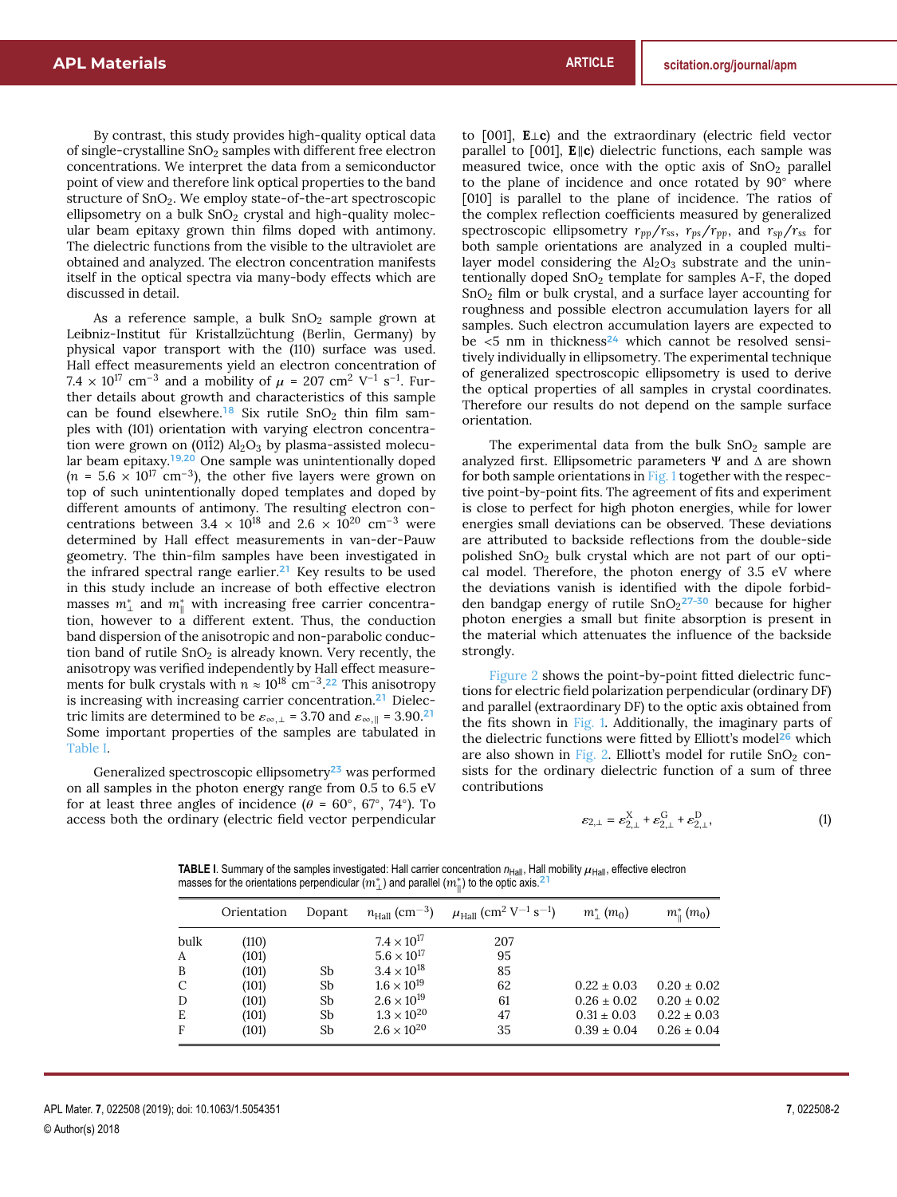By contrast, this study provides high-quality optical data of single-crystalline $SnO_2$ samples with different free electron concentrations. We interpret the data from a semiconductor point of view and therefore link optical properties to the band structure of $SnO_2$. We employ state-of-the-art spectroscopic ellipsometry on a bulk $SnO_2$ crystal and high-quality molecular beam epitaxy grown thin films doped with antimony. The dielectric functions from the visible to the ultraviolet are obtained and analyzed. The electron concentration manifests itself in the optical spectra via many-body effects which are discussed in detail.

As a reference sample, a bulk $SnO_2$ sample grown at Leibniz-Institut für Kristallzüchtung (Berlin, Germany) by physical vapor transport with the (110) surface was used. Hall effect measurements yield an electron concentration of $7.4 \times 10^{17}$ cm$^{-3}$ and a mobility of $\mu$ = 207 cm$^2$ V$^{-1}$ s$^{-1}$. Further details about growth and characteristics of this sample can be found elsewhere.[18] Six rutile $SnO_2$ thin film samples with (101) orientation with varying electron concentration were grown on $(01\bar{1}2)$ $Al_2O_3$ by plasma-assisted molecular beam epitaxy.[19,20] One sample was unintentionally doped ($n = 5.6 \times 10^{17}$ cm$^{-3}$), the other five layers were grown on top of such unintentionally doped templates and doped by different amounts of antimony. The resulting electron concentrations between $3.4 \times 10^{18}$ and $2.6 \times 10^{20}$ cm$^{-3}$ were determined by Hall effect measurements in van-der-Pauw geometry. The thin-film samples have been investigated in the infrared spectral range earlier.[21] Key results to be used in this study include an increase of both effective electron masses $m_\perp^*$ and $m_\parallel^*$ with increasing free carrier concentration, however to a different extent. Thus, the conduction band dispersion of the anisotropic and non-parabolic conduction band of rutile $SnO_2$ is already known. Very recently, the anisotropy was verified independently by Hall effect measurements for bulk crystals with $n \approx 10^{18}$ cm$^{-3}$.[22] This anisotropy is increasing with increasing carrier concentration.[21] Dielectric limits are determined to be $\varepsilon_{\infty,\perp} = 3.70$ and $\varepsilon_{\infty,\parallel} = 3.90$.[21] Some important properties of the samples are tabulated in Table I.

Generalized spectroscopic ellipsometry[23] was performed on all samples in the photon energy range from 0.5 to 6.5 eV for at least three angles of incidence ($\theta$ = 60°, 67°, 74°). To access both the ordinary (electric field vector perpendicular to [001], $\mathbf{E}\perp\mathbf{c}$) and the extraordinary (electric field vector parallel to [001], $\mathbf{E}\parallel\mathbf{c}$) dielectric functions, each sample was measured twice, once with the optic axis of $SnO_2$ parallel to the plane of incidence and once rotated by 90° where [010] is parallel to the plane of incidence. The ratios of the complex reflection coefficients measured by generalized spectroscopic ellipsometry $r_{pp}/r_{ss}$, $r_{ps}/r_{pp}$, and $r_{sp}/r_{ss}$ for both sample orientations are analyzed in a coupled multilayer model considering the $Al_2O_3$ substrate and the unintentionally doped $SnO_2$ template for samples A-F, the doped $SnO_2$ film or bulk crystal, and a surface layer accounting for roughness and possible electron accumulation layers for all samples. Such electron accumulation layers are expected to be <5 nm in thickness[24] which cannot be resolved sensitively individually in ellipsometry. The experimental technique of generalized spectroscopic ellipsometry is used to derive the optical properties of all samples in crystal coordinates. Therefore our results do not depend on the sample surface orientation.

The experimental data from the bulk $SnO_2$ sample are analyzed first. Ellipsometric parameters $\Psi$ and $\Delta$ are shown for both sample orientations in Fig. 1 together with the respective point-by-point fits. The agreement of fits and experiment is close to perfect for high photon energies, while for lower energies small deviations can be observed. These deviations are attributed to backside reflections from the double-side polished $SnO_2$ bulk crystal which are not part of our optical model. Therefore, the photon energy of 3.5 eV where the deviations vanish is identified with the dipole forbidden bandgap energy of rutile $SnO_2$[27–30] because for higher photon energies a small but finite absorption is present in the material which attenuates the influence of the backside strongly.

Figure 2 shows the point-by-point fitted dielectric functions for electric field polarization perpendicular (ordinary DF) and parallel (extraordinary DF) to the optic axis obtained from the fits shown in Fig. 1. Additionally, the imaginary parts of the dielectric functions were fitted by Elliott's model[26] which are also shown in Fig. 2. Elliott's model for rutile $SnO_2$ consists for the ordinary dielectric function of a sum of three contributions

$$\varepsilon_{2,\perp} = \varepsilon_{2,\perp}^{X} + \varepsilon_{2,\perp}^{G} + \varepsilon_{2,\perp}^{D}, \tag{1}$$

**TABLE I.** Summary of the samples investigated: Hall carrier concentration $n_{Hall}$, Hall mobility $\mu_{Hall}$, effective electron masses for the orientations perpendicular ($m_\perp^*$) and parallel ($m_\parallel^*$) to the optic axis.[21]

| | Orientation | Dopant | $n_{Hall}$ (cm$^{-3}$) | $\mu_{Hall}$ (cm$^2$ V$^{-1}$ s$^{-1}$) | $m_\perp^*$ ($m_0$) | $m_\parallel^*$ ($m_0$) |
|---|---|---|---|---|---|---|
| bulk | (110) | | $7.4 \times 10^{17}$ | 207 | | |
| A | (101) | | $5.6 \times 10^{17}$ | 95 | | |
| B | (101) | Sb | $3.4 \times 10^{18}$ | 85 | | |
| C | (101) | Sb | $1.6 \times 10^{19}$ | 62 | $0.22 \pm 0.03$ | $0.20 \pm 0.02$ |
| D | (101) | Sb | $2.6 \times 10^{19}$ | 61 | $0.26 \pm 0.02$ | $0.20 \pm 0.02$ |
| E | (101) | Sb | $1.3 \times 10^{20}$ | 47 | $0.31 \pm 0.03$ | $0.22 \pm 0.03$ |
| F | (101) | Sb | $2.6 \times 10^{20}$ | 35 | $0.39 \pm 0.04$ | $0.26 \pm 0.04$ |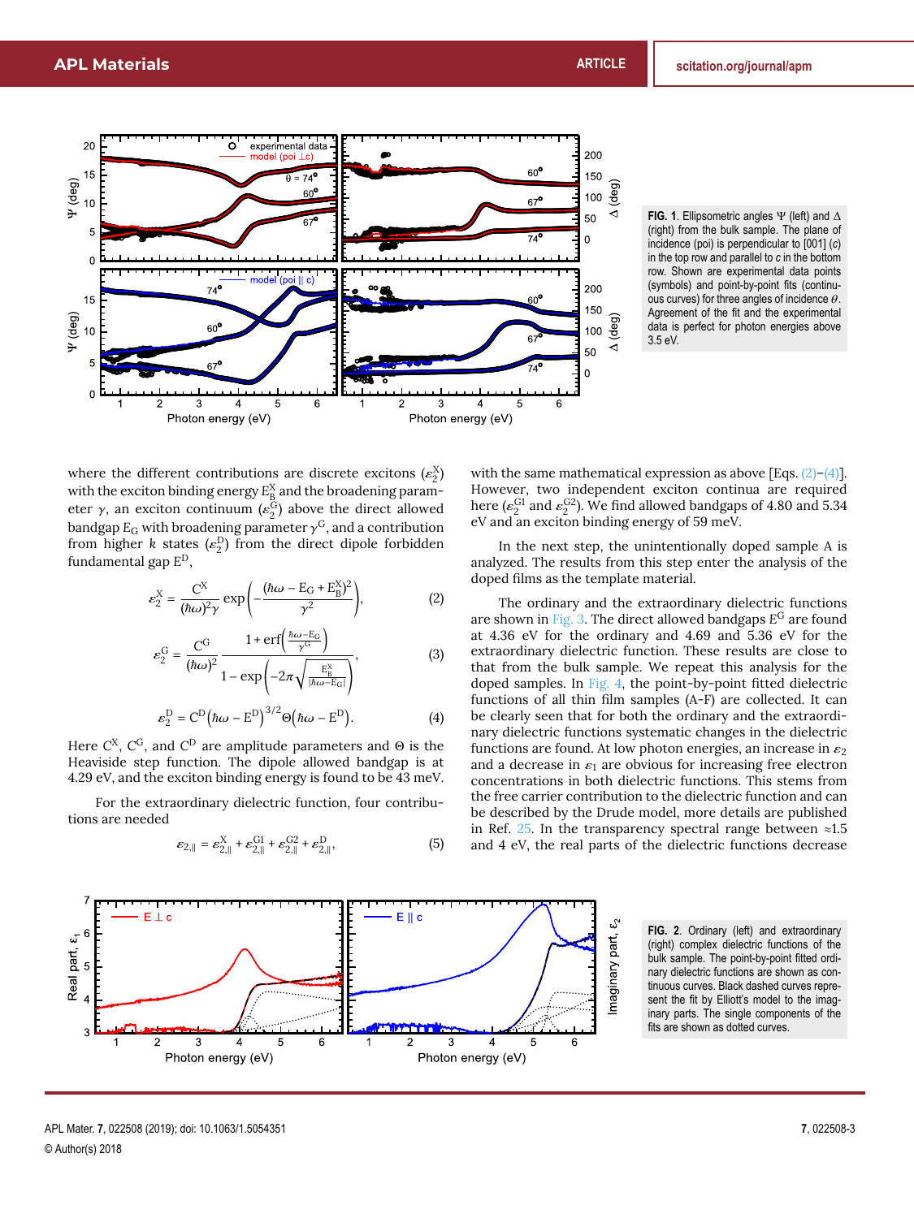FIG. 1. Ellipsometric angles Ψ (left) and Δ (right) from the bulk sample. The plane of incidence (poi) is perpendicular to [001] (*c*) in the top row and parallel to *c* in the bottom row. Shown are experimental data points (symbols) and point-by-point fits (continuous curves) for three angles of incidence *θ*. Agreement of the fit and the experimental data is perfect for photon energies above 3.5 eV.

where the different contributions are discrete excitons ($\varepsilon_2^X$) with the exciton binding energy $E_B^X$ and the broadening parameter $\gamma$, an exciton continuum ($\varepsilon_2^G$) above the direct allowed bandgap $E_G$ with broadening parameter $\gamma^G$, and a contribution from higher $k$ states ($\varepsilon_2^D$) from the direct dipole forbidden fundamental gap $E^D$,

$$\varepsilon_2^X = \frac{C^X}{(\hbar\omega)^2\gamma}\exp\left(-\frac{(\hbar\omega - E_G + E_B^X)^2}{\gamma^2}\right), \tag{2}$$

$$\varepsilon_2^G = \frac{C^G}{(\hbar\omega)^2}\frac{1+\operatorname{erf}\left(\frac{\hbar\omega - E_G}{\gamma^G}\right)}{1-\exp\left(-2\pi\sqrt{\frac{E_B^X}{|\hbar\omega - E_G|}}\right)}, \tag{3}$$

$$\varepsilon_2^D = C^D\left(\hbar\omega - E^D\right)^{3/2}\Theta\left(\hbar\omega - E^D\right). \tag{4}$$

Here $C^X$, $C^G$, and $C^D$ are amplitude parameters and $\Theta$ is the Heaviside step function. The dipole allowed bandgap is at 4.29 eV, and the exciton binding energy is found to be 43 meV.

For the extraordinary dielectric function, four contributions are needed

$$\varepsilon_{2,\parallel} = \varepsilon_{2,\parallel}^X + \varepsilon_{2,\parallel}^{G1} + \varepsilon_{2,\parallel}^{G2} + \varepsilon_{2,\parallel}^D, \tag{5}$$

with the same mathematical expression as above [Eqs. (2)–(4)]. However, two independent exciton continua are required here ($\varepsilon_2^{G1}$ and $\varepsilon_2^{G2}$). We find allowed bandgaps of 4.80 and 5.34 eV and an exciton binding energy of 59 meV.

In the next step, the unintentionally doped sample A is analyzed. The results from this step enter the analysis of the doped films as the template material.

The ordinary and the extraordinary dielectric functions are shown in Fig. 3. The direct allowed bandgaps $E^G$ are found at 4.36 eV for the ordinary and 4.69 and 5.36 eV for the extraordinary dielectric function. These results are close to that from the bulk sample. We repeat this analysis for the doped samples. In Fig. 4, the point-by-point fitted dielectric functions of all thin film samples (A-F) are collected. It can be clearly seen that for both the ordinary and the extraordinary dielectric functions systematic changes in the dielectric functions are found. At low photon energies, an increase in $\varepsilon_2$ and a decrease in $\varepsilon_1$ are obvious for increasing free electron concentrations in both dielectric functions. This stems from the free carrier contribution to the dielectric function and can be described by the Drude model, more details are published in Ref. 25. In the transparency spectral range between ≈1.5 and 4 eV, the real parts of the dielectric functions decrease

FIG. 2. Ordinary (left) and extraordinary (right) complex dielectric functions of the bulk sample. The point-by-point fitted ordinary dielectric functions are shown as continuous curves. Black dashed curves represent the fit by Elliott's model to the imaginary parts. The single components of the fits are shown as dotted curves.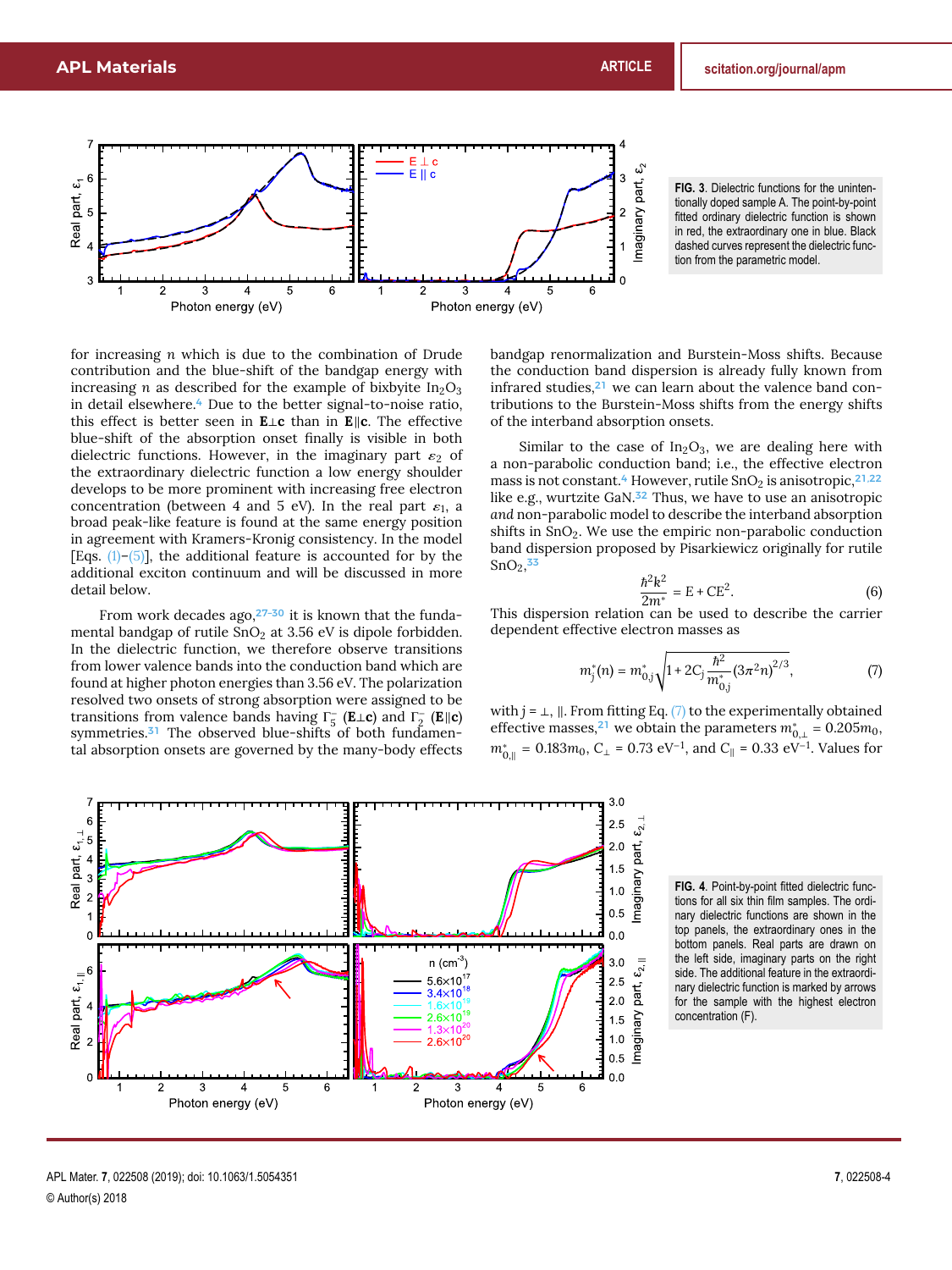FIG. 3. Dielectric functions for the unintentionally doped sample A. The point-by-point fitted ordinary dielectric function is shown in red, the extraordinary one in blue. Black dashed curves represent the dielectric function from the parametric model.

for increasing $n$ which is due to the combination of Drude contribution and the blue-shift of the bandgap energy with increasing $n$ as described for the example of bixbyite $In_2O_3$ in detail elsewhere.[4] Due to the better signal-to-noise ratio, this effect is better seen in $\mathbf{E}\perp\mathbf{c}$ than in $\mathbf{E}\|\mathbf{c}$. The effective blue-shift of the absorption onset finally is visible in both dielectric functions. However, in the imaginary part $\varepsilon_2$ of the extraordinary dielectric function a low energy shoulder develops to be more prominent with increasing free electron concentration (between 4 and 5 eV). In the real part $\varepsilon_1$, a broad peak-like feature is found at the same energy position in agreement with Kramers-Kronig consistency. In the model [Eqs. (1)–(5)], the additional feature is accounted for by the additional exciton continuum and will be discussed in more detail below.

From work decades ago,[27–30] it is known that the fundamental bandgap of rutile $SnO_2$ at 3.56 eV is dipole forbidden. In the dielectric function, we therefore observe transitions from lower valence bands into the conduction band which are found at higher photon energies than 3.56 eV. The polarization resolved two onsets of strong absorption were assigned to be transitions from valence bands having $\Gamma_5^-$ ($\mathbf{E}\perp\mathbf{c}$) and $\Gamma_2^-$ ($\mathbf{E}\|\mathbf{c}$) symmetries.[31] The observed blue-shifts of both fundamental absorption onsets are governed by the many-body effects bandgap renormalization and Burstein-Moss shifts. Because the conduction band dispersion is already fully known from infrared studies,[21] we can learn about the valence band contributions to the Burstein-Moss shifts from the energy shifts of the interband absorption onsets.

Similar to the case of $In_2O_3$, we are dealing here with a non-parabolic conduction band; i.e., the effective electron mass is not constant.[4] However, rutile $SnO_2$ is anisotropic,[21,22] like e.g., wurtzite GaN.[32] Thus, we have to use an anisotropic *and* non-parabolic model to describe the interband absorption shifts in $SnO_2$. We use the empiric non-parabolic conduction band dispersion proposed by Pisarkiewicz originally for rutile $SnO_2$,[33]

$$\frac{\hbar^2 k^2}{2m^*} = E + CE^2. \tag{6}$$

This dispersion relation can be used to describe the carrier dependent effective electron masses as

$$m_j^*(n) = m_{0,j}^* \sqrt{1 + 2C_j \frac{\hbar^2}{m_{0,j}^*}(3\pi^2 n)^{2/3}}, \tag{7}$$

with $j = \perp, \|$. From fitting Eq. (7) to the experimentally obtained effective masses,[21] we obtain the parameters $m_{0,\perp}^* = 0.205m_0$, $m_{0,\|}^* = 0.183m_0$, $C_\perp = 0.73$ eV$^{-1}$, and $C_\| = 0.33$ eV$^{-1}$. Values for

FIG. 4. Point-by-point fitted dielectric functions for all six thin film samples. The ordinary dielectric functions are shown in the top panels, the extraordinary ones in the bottom panels. Real parts are drawn on the left side, imaginary parts on the right side. The additional feature in the extraordinary dielectric function is marked by arrows for the sample with the highest electron concentration (F).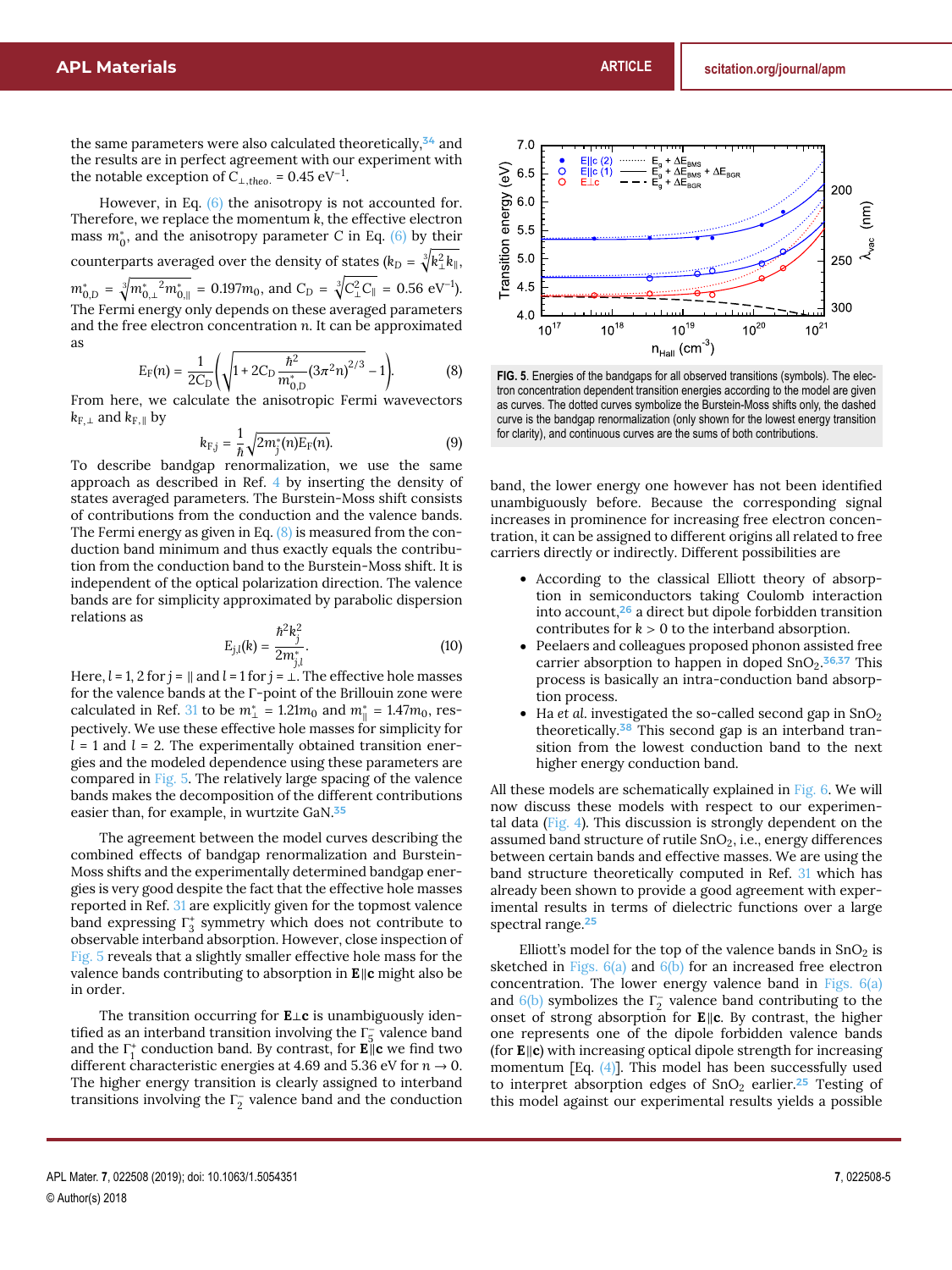the same parameters were also calculated theoretically,[34] and the results are in perfect agreement with our experiment with the notable exception of $C_{\perp,theo.} = 0.45$ eV$^{-1}$.

However, in Eq. (6) the anisotropy is not accounted for. Therefore, we replace the momentum $k$, the effective electron mass $m_0^*$, and the anisotropy parameter C in Eq. (6) by their counterparts averaged over the density of states ($k_D = \sqrt[3]{k_\perp^2 k_\parallel}$, $m_{0,D}^* = \sqrt[3]{m_{0,\perp}^{*\,2} m_{0,\parallel}^*} = 0.197 m_0$, and $C_D = \sqrt[3]{C_\perp^2 C_\parallel} = 0.56$ eV$^{-1}$). The Fermi energy only depends on these averaged parameters and the free electron concentration $n$. It can be approximated as

$$E_F(n) = \frac{1}{2C_D}\left(\sqrt{1 + 2C_D \frac{\hbar^2}{m_{0,D}^*}(3\pi^2 n)^{2/3}} - 1\right). \tag{8}$$

From here, we calculate the anisotropic Fermi wavevectors $k_{F,\perp}$ and $k_{F,\parallel}$ by

$$k_{Fj} = \frac{1}{\hbar}\sqrt{2m_j^*(n)E_F(n)}. \tag{9}$$

To describe bandgap renormalization, we use the same approach as described in Ref. 4 by inserting the density of states averaged parameters. The Burstein-Moss shift consists of contributions from the conduction and the valence bands. The Fermi energy as given in Eq. (8) is measured from the conduction band minimum and thus exactly equals the contribution from the conduction band to the Burstein-Moss shift. It is independent of the optical polarization direction. The valence bands are for simplicity approximated by parabolic dispersion relations as

$$E_{j,l}(k) = \frac{\hbar^2 k_j^2}{2m_{j,l}^*}. \tag{10}$$

Here, $l = 1, 2$ for $j = \parallel$ and $l = 1$ for $j = \perp$. The effective hole masses for the valence bands at the Γ-point of the Brillouin zone were calculated in Ref. 31 to be $m_\perp^* = 1.21 m_0$ and $m_\parallel^* = 1.47 m_0$, respectively. We use these effective hole masses for simplicity for $l = 1$ and $l = 2$. The experimentally obtained transition energies and the modeled dependence using these parameters are compared in Fig. 5. The relatively large spacing of the valence bands makes the decomposition of the different contributions easier than, for example, in wurtzite GaN.[35]

The agreement between the model curves describing the combined effects of bandgap renormalization and Burstein-Moss shifts and the experimentally determined bandgap energies is very good despite the fact that the effective hole masses reported in Ref. 31 are explicitly given for the topmost valence band expressing $\Gamma_3^+$ symmetry which does not contribute to observable interband absorption. However, close inspection of Fig. 5 reveals that a slightly smaller effective hole mass for the valence bands contributing to absorption in **E**∥**c** might also be in order.

The transition occurring for **E**⊥**c** is unambiguously identified as an interband transition involving the $\Gamma_5^-$ valence band and the $\Gamma_1^+$ conduction band. By contrast, for **E**∥**c** we find two different characteristic energies at 4.69 and 5.36 eV for $n \to 0$. The higher energy transition is clearly assigned to interband transitions involving the $\Gamma_2^-$ valence band and the conduction

FIG. 5. Energies of the bandgaps for all observed transitions (symbols). The electron concentration dependent transition energies according to the model are given as curves. The dotted curves symbolize the Burstein-Moss shifts only, the dashed curve is the bandgap renormalization (only shown for the lowest energy transition for clarity), and continuous curves are the sums of both contributions.

band, the lower energy one however has not been identified unambiguously before. Because the corresponding signal increases in prominence for increasing free electron concentration, it can be assigned to different origins all related to free carriers directly or indirectly. Different possibilities are

- According to the classical Elliott theory of absorption in semiconductors taking Coulomb interaction into account,[26] a direct but dipole forbidden transition contributes for $k > 0$ to the interband absorption.
- Peelaers and colleagues proposed phonon assisted free carrier absorption to happen in doped $SnO_2$.[36,37] This process is basically an intra-conduction band absorption process.
- Ha *et al.* investigated the so-called second gap in $SnO_2$ theoretically.[38] This second gap is an interband transition from the lowest conduction band to the next higher energy conduction band.

All these models are schematically explained in Fig. 6. We will now discuss these models with respect to our experimental data (Fig. 4). This discussion is strongly dependent on the assumed band structure of rutile $SnO_2$, i.e., energy differences between certain bands and effective masses. We are using the band structure theoretically computed in Ref. 31 which has already been shown to provide a good agreement with experimental results in terms of dielectric functions over a large spectral range.[25]

Elliott's model for the top of the valence bands in $SnO_2$ is sketched in Figs. 6(a) and 6(b) for an increased free electron concentration. The lower energy valence band in Figs. 6(a) and 6(b) symbolizes the $\Gamma_2^-$ valence band contributing to the onset of strong absorption for **E**∥**c**. By contrast, the higher one represents one of the dipole forbidden valence bands (for **E**∥**c**) with increasing optical dipole strength for increasing momentum [Eq. (4)]. This model has been successfully used to interpret absorption edges of $SnO_2$ earlier.[25] Testing of this model against our experimental results yields a possible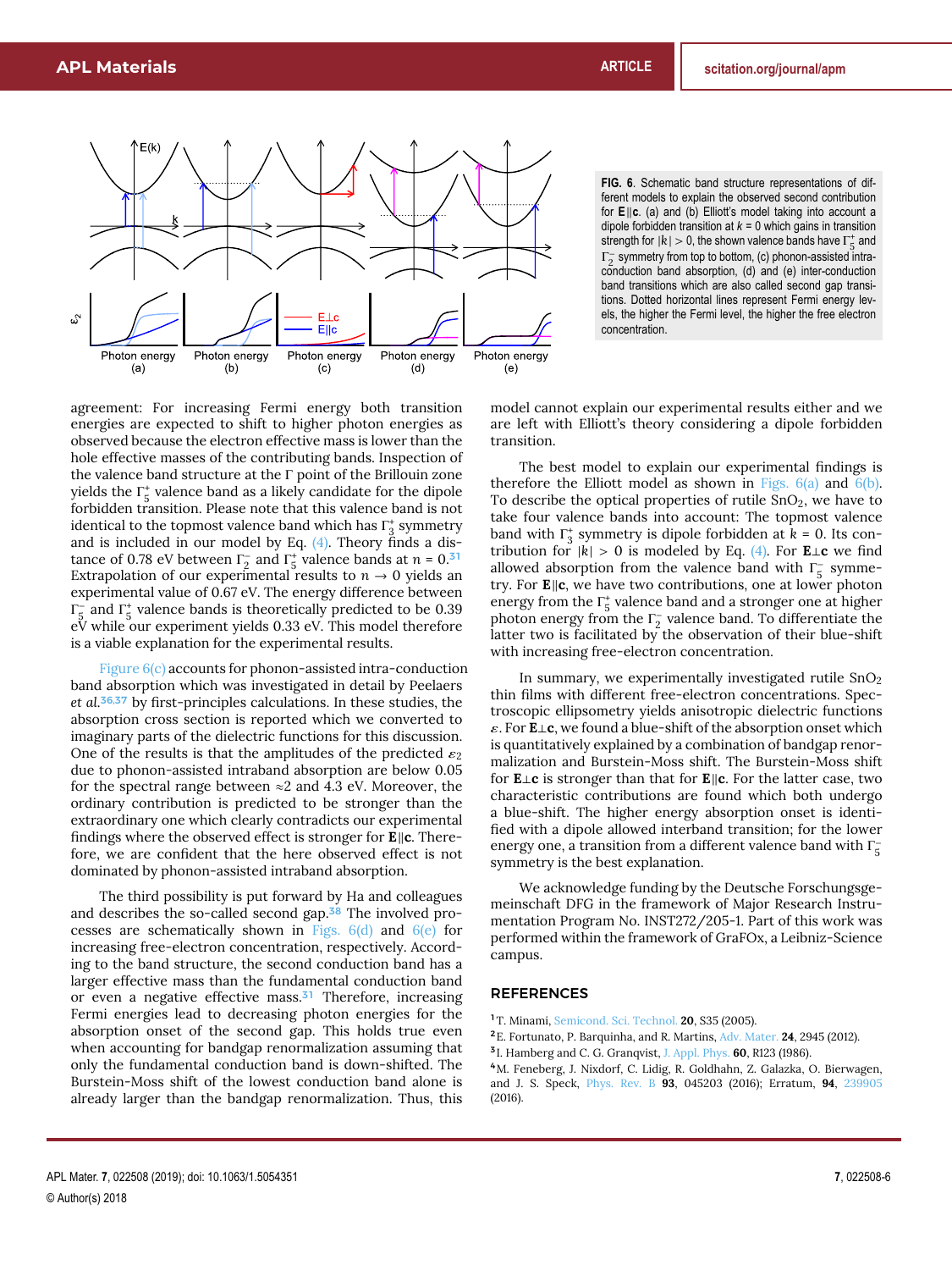FIG. 6. Schematic band structure representations of different models to explain the observed second contribution for $\mathbf{E}\|\mathbf{c}$. (a) and (b) Elliott's model taking into account a dipole forbidden transition at $k = 0$ which gains in transition strength for $|k| > 0$, the shown valence bands have $\Gamma_5^+$ and $\Gamma_2^-$ symmetry from top to bottom, (c) phonon-assisted intra-conduction band absorption, (d) and (e) inter-conduction band transitions which are also called second gap transitions. Dotted horizontal lines represent Fermi energy levels, the higher the Fermi level, the higher the free electron concentration.

agreement: For increasing Fermi energy both transition energies are expected to shift to higher photon energies as observed because the electron effective mass is lower than the hole effective masses of the contributing bands. Inspection of the valence band structure at the Γ point of the Brillouin zone yields the $\Gamma_5^+$ valence band as a likely candidate for the dipole forbidden transition. Please note that this valence band is not identical to the topmost valence band which has $\Gamma_3^+$ symmetry and is included in our model by Eq. (4). Theory finds a distance of 0.78 eV between $\Gamma_2^-$ and $\Gamma_5^+$ valence bands at $n = 0$.[31] Extrapolation of our experimental results to $n \rightarrow 0$ yields an experimental value of 0.67 eV. The energy difference between $\Gamma_5^-$ and $\Gamma_5^+$ valence bands is theoretically predicted to be 0.39 eV while our experiment yields 0.33 eV. This model therefore is a viable explanation for the experimental results.

Figure 6(c) accounts for phonon-assisted intra-conduction band absorption which was investigated in detail by Peelaers *et al.*[36,37] by first-principles calculations. In these studies, the absorption cross section is reported which we converted to imaginary parts of the dielectric functions for this discussion. One of the results is that the amplitudes of the predicted $\varepsilon_2$ due to phonon-assisted intraband absorption are below 0.05 for the spectral range between ≈2 and 4.3 eV. Moreover, the ordinary contribution is predicted to be stronger than the extraordinary one which clearly contradicts our experimental findings where the observed effect is stronger for $\mathbf{E}\|\mathbf{c}$. Therefore, we are confident that the here observed effect is not dominated by phonon-assisted intraband absorption.

The third possibility is put forward by Ha and colleagues and describes the so-called second gap.[38] The involved processes are schematically shown in Figs. 6(d) and 6(e) for increasing free-electron concentration, respectively. According to the band structure, the second conduction band has a larger effective mass than the fundamental conduction band or even a negative effective mass.[31] Therefore, increasing Fermi energies lead to decreasing photon energies for the absorption onset of the second gap. This holds true even when accounting for bandgap renormalization assuming that only the fundamental conduction band is down-shifted. The Burstein-Moss shift of the lowest conduction band alone is already larger than the bandgap renormalization. Thus, this model cannot explain our experimental results either and we are left with Elliott's theory considering a dipole forbidden transition.

The best model to explain our experimental findings is therefore the Elliott model as shown in Figs. 6(a) and 6(b). To describe the optical properties of rutile $SnO_2$, we have to take four valence bands into account: The topmost valence band with $\Gamma_3^+$ symmetry is dipole forbidden at $k = 0$. Its contribution for $|k| > 0$ is modeled by Eq. (4). For $\mathbf{E}\perp\mathbf{c}$ we find allowed absorption from the valence band with $\Gamma_5^-$ symmetry. For $\mathbf{E}\|\mathbf{c}$, we have two contributions, one at lower photon energy from the $\Gamma_5^+$ valence band and a stronger one at higher photon energy from the $\Gamma_2^-$ valence band. To differentiate the latter two is facilitated by the observation of their blue-shift with increasing free-electron concentration.

In summary, we experimentally investigated rutile $SnO_2$ thin films with different free-electron concentrations. Spectroscopic ellipsometry yields anisotropic dielectric functions $\varepsilon$. For $\mathbf{E}\perp\mathbf{c}$, we found a blue-shift of the absorption onset which is quantitatively explained by a combination of bandgap renormalization and Burstein-Moss shift. The Burstein-Moss shift for $\mathbf{E}\perp\mathbf{c}$ is stronger than that for $\mathbf{E}\|\mathbf{c}$. For the latter case, two characteristic contributions are found which both undergo a blue-shift. The higher energy absorption onset is identified with a dipole allowed interband transition; for the lower energy one, a transition from a different valence band with $\Gamma_5^-$ symmetry is the best explanation.

We acknowledge funding by the Deutsche Forschungsgemeinschaft DFG in the framework of Major Research Instrumentation Program No. INST272/205-1. Part of this work was performed within the framework of GraFOx, a Leibniz-Science campus.

## REFERENCES

[1] T. Minami, Semicond. Sci. Technol. **20**, S35 (2005).
[2] E. Fortunato, P. Barquinha, and R. Martins, Adv. Mater. **24**, 2945 (2012).
[3] I. Hamberg and C. G. Granqvist, J. Appl. Phys. **60**, R123 (1986).
[4] M. Feneberg, J. Nixdorf, C. Lidig, R. Goldhahn, Z. Galazka, O. Bierwagen, and J. S. Speck, Phys. Rev. B **93**, 045203 (2016); Erratum, **94**, 239905 (2016).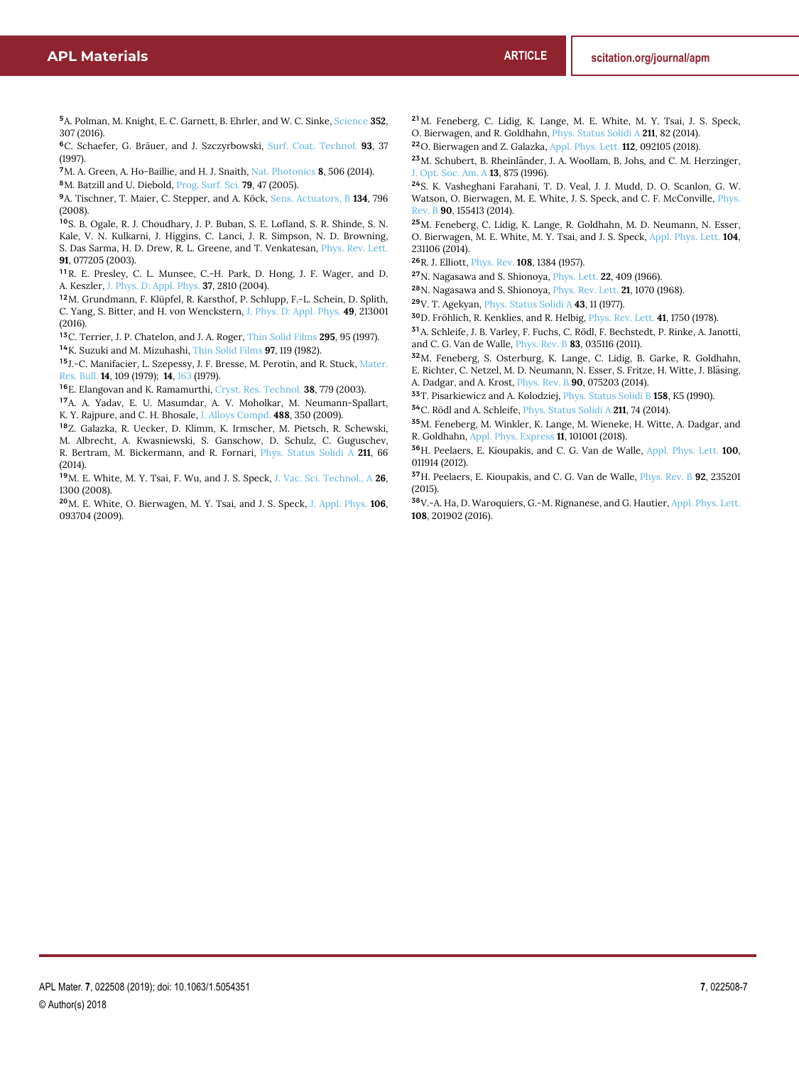[5] A. Polman, M. Knight, E. C. Garnett, B. Ehrler, and W. C. Sinke, Science **352**, 307 (2016).

[6] C. Schaefer, G. Bräuer, and J. Szczyrbowski, Surf. Coat. Technol. **93**, 37 (1997).

[7] M. A. Green, A. Ho-Baillie, and H. J. Snaith, Nat. Photonics **8**, 506 (2014).

[8] M. Batzill and U. Diebold, Prog. Surf. Sci. **79**, 47 (2005).

[9] A. Tischner, T. Maier, C. Stepper, and A. Köck, Sens. Actuators, B **134**, 796 (2008).

[10] S. B. Ogale, R. J. Choudhary, J. P. Buban, S. E. Lofland, S. R. Shinde, S. N. Kale, V. N. Kulkarni, J. Higgins, C. Lanci, J. R. Simpson, N. D. Browning, S. Das Sarma, H. D. Drew, R. L. Greene, and T. Venkatesan, Phys. Rev. Lett. **91**, 077205 (2003).

[11] R. E. Presley, C. L. Munsee, C.-H. Park, D. Hong, J. F. Wager, and D. A. Keszler, J. Phys. D: Appl. Phys. **37**, 2810 (2004).

[12] M. Grundmann, F. Klüpfel, R. Karsthof, P. Schlupp, F.-L. Schein, D. Splith, C. Yang, S. Bitter, and H. von Wenckstern, J. Phys. D: Appl. Phys. **49**, 213001 (2016).

[13] C. Terrier, J. P. Chatelon, and J. A. Roger, Thin Solid Films **295**, 95 (1997).

[14] K. Suzuki and M. Mizuhashi, Thin Solid Films **97**, 119 (1982).

[15] J.-C. Manifacier, L. Szepessy, J. F. Bresse, M. Perotin, and R. Stuck, Mater. Res. Bull. **14**, 109 (1979); **14**, 163 (1979).

[16] E. Elangovan and K. Ramamurthi, Cryst. Res. Technol. **38**, 779 (2003).

[17] A. A. Yadav, E. U. Masumdar, A. V. Moholkar, M. Neumann-Spallart, K. Y. Rajpure, and C. H. Bhosale, J. Alloys Compd. **488**, 350 (2009).

[18] Z. Galazka, R. Uecker, D. Klimm, K. Irmscher, M. Pietsch, R. Schewski, M. Albrecht, A. Kwasniewski, S. Ganschow, D. Schulz, C. Guguschev, R. Bertram, M. Bickermann, and R. Fornari, Phys. Status Solidi A **211**, 66 (2014).

[19] M. E. White, M. Y. Tsai, F. Wu, and J. S. Speck, J. Vac. Sci. Technol., A **26**, 1300 (2008).

[20] M. E. White, O. Bierwagen, M. Y. Tsai, and J. S. Speck, J. Appl. Phys. **106**, 093704 (2009).

[21] M. Feneberg, C. Lidig, K. Lange, M. E. White, M. Y. Tsai, J. S. Speck, O. Bierwagen, and R. Goldhahn, Phys. Status Solidi A **211**, 82 (2014).

[22] O. Bierwagen and Z. Galazka, Appl. Phys. Lett. **112**, 092105 (2018).

[23] M. Schubert, B. Rheinländer, J. A. Woollam, B. Johs, and C. M. Herzinger, J. Opt. Soc. Am. A **13**, 875 (1996).

[24] S. K. Vasheghani Farahani, T. D. Veal, J. J. Mudd, D. O. Scanlon, G. W. Watson, O. Bierwagen, M. E. White, J. S. Speck, and C. F. McConville, Phys. Rev. B **90**, 155413 (2014).

[25] M. Feneberg, C. Lidig, K. Lange, R. Goldhahn, M. D. Neumann, N. Esser, O. Bierwagen, M. E. White, M. Y. Tsai, and J. S. Speck, Appl. Phys. Lett. **104**, 231106 (2014).

[26] R. J. Elliott, Phys. Rev. **108**, 1384 (1957).

[27] N. Nagasawa and S. Shionoya, Phys. Lett. **22**, 409 (1966).

[28] N. Nagasawa and S. Shionoya, Phys. Rev. Lett. **21**, 1070 (1968).

[29] V. T. Agekyan, Phys. Status Solidi A **43**, 11 (1977).

[30] D. Fröhlich, R. Kenklies, and R. Helbig, Phys. Rev. Lett. **41**, 1750 (1978).

[31] A. Schleife, J. B. Varley, F. Fuchs, C. Rödl, F. Bechstedt, P. Rinke, A. Janotti, and C. G. Van de Walle, Phys. Rev. B **83**, 035116 (2011).

[32] M. Feneberg, S. Osterburg, K. Lange, C. Lidig, B. Garke, R. Goldhahn, E. Richter, C. Netzel, M. D. Neumann, N. Esser, S. Fritze, H. Witte, J. Bläsing, A. Dadgar, and A. Krost, Phys. Rev. B **90**, 075203 (2014).

[33] T. Pisarkiewicz and A. Kolodziej, Phys. Status Solidi B **158**, K5 (1990).

[34] C. Rödl and A. Schleife, Phys. Status Solidi A **211**, 74 (2014).

[35] M. Feneberg, M. Winkler, K. Lange, M. Wieneke, H. Witte, A. Dadgar, and R. Goldhahn, Appl. Phys. Express **11**, 101001 (2018).

[36] H. Peelaers, E. Kioupakis, and C. G. Van de Walle, Appl. Phys. Lett. **100**, 011914 (2012).

[37] H. Peelaers, E. Kioupakis, and C. G. Van de Walle, Phys. Rev. B **92**, 235201 (2015).

[38] V.-A. Ha, D. Waroquiers, G.-M. Rignanese, and G. Hautier, Appl. Phys. Lett. **108**, 201902 (2016).